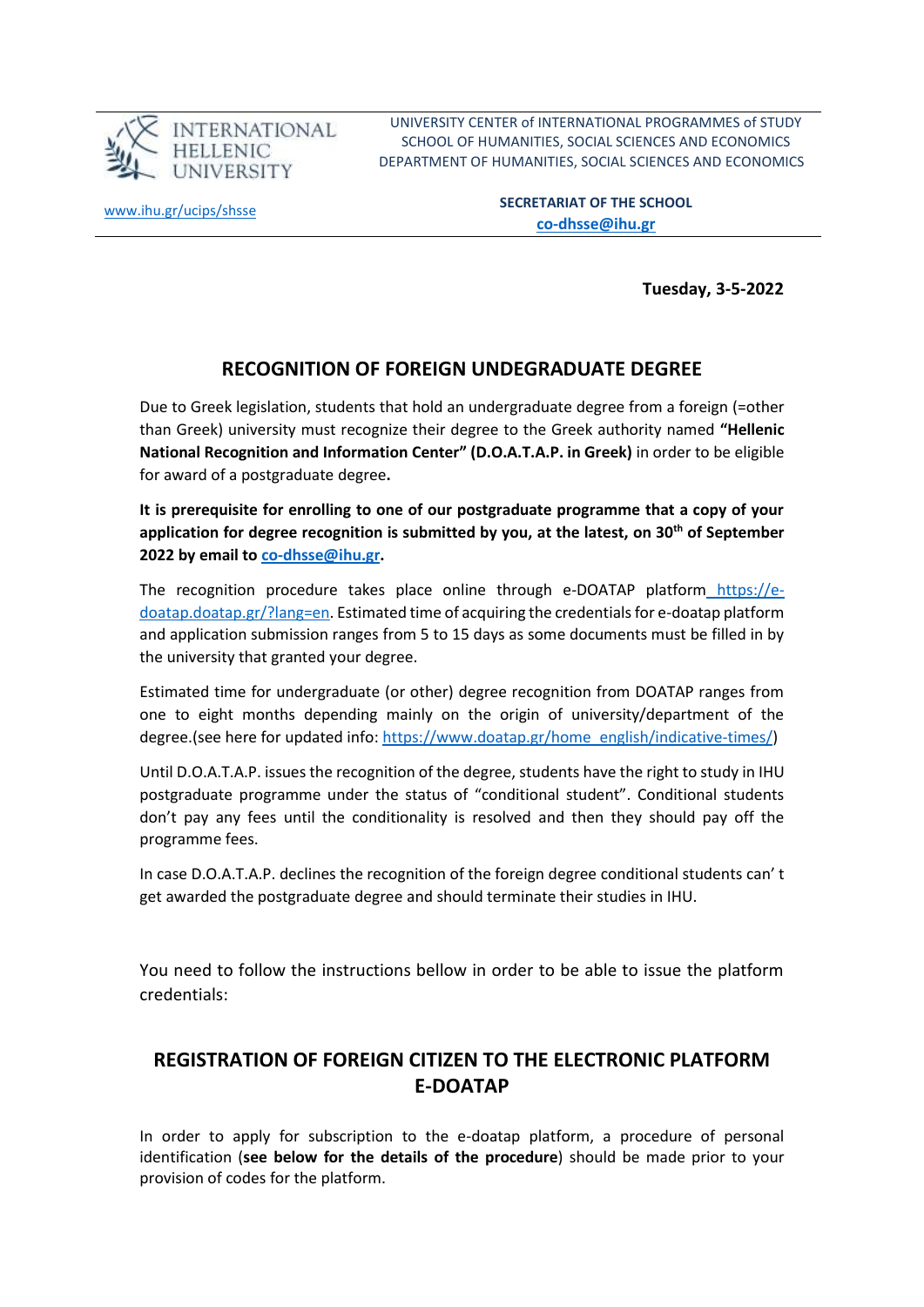INTERNATIONAL HELLENIC UNIVERSITY

UNIVERSITY CENTER of INTERNATIONAL PROGRAMMES of STUDY
SCHOOL OF HUMANITIES, SOCIAL SCIENCES AND ECONOMICS
DEPARTMENT OF HUMANITIES, SOCIAL SCIENCES AND ECONOMICS

www.ihu.gr/ucips/shsse

**SECRETARIAT OF THE SCHOOL**
**co-dhsse@ihu.gr**

**Tuesday, 3-5-2022**

## RECOGNITION OF FOREIGN UNDEGRADUATE DEGREE

Due to Greek legislation, students that hold an undergraduate degree from a foreign (=other than Greek) university must recognize their degree to the Greek authority named **"Hellenic National Recognition and Information Center" (D.O.A.T.A.P. in Greek)** in order to be eligible for award of a postgraduate degree**.**

**It is prerequisite for enrolling to one of our postgraduate programme that a copy of your application for degree recognition is submitted by you, at the latest, on 30th of September 2022 by email to co-dhsse@ihu.gr.**

The recognition procedure takes place online through e-DOATAP platform https://e-doatap.doatap.gr/?lang=en. Estimated time of acquiring the credentials for e-doatap platform and application submission ranges from 5 to 15 days as some documents must be filled in by the university that granted your degree.

Estimated time for undergraduate (or other) degree recognition from DOATAP ranges from one to eight months depending mainly on the origin of university/department of the degree.(see here for updated info: https://www.doatap.gr/home_english/indicative-times/)

Until D.O.A.T.A.P. issues the recognition of the degree, students have the right to study in IHU postgraduate programme under the status of "conditional student". Conditional students don't pay any fees until the conditionality is resolved and then they should pay off the programme fees.

In case D.O.A.T.A.P. declines the recognition of the foreign degree conditional students can' t get awarded the postgraduate degree and should terminate their studies in IHU.

You need to follow the instructions bellow in order to be able to issue the platform credentials:

## REGISTRATION OF FOREIGN CITIZEN TO THE ELECTRONIC PLATFORM E-DOATAP

In order to apply for subscription to the e-doatap platform, a procedure of personal identification (**see below for the details of the procedure**) should be made prior to your provision of codes for the platform.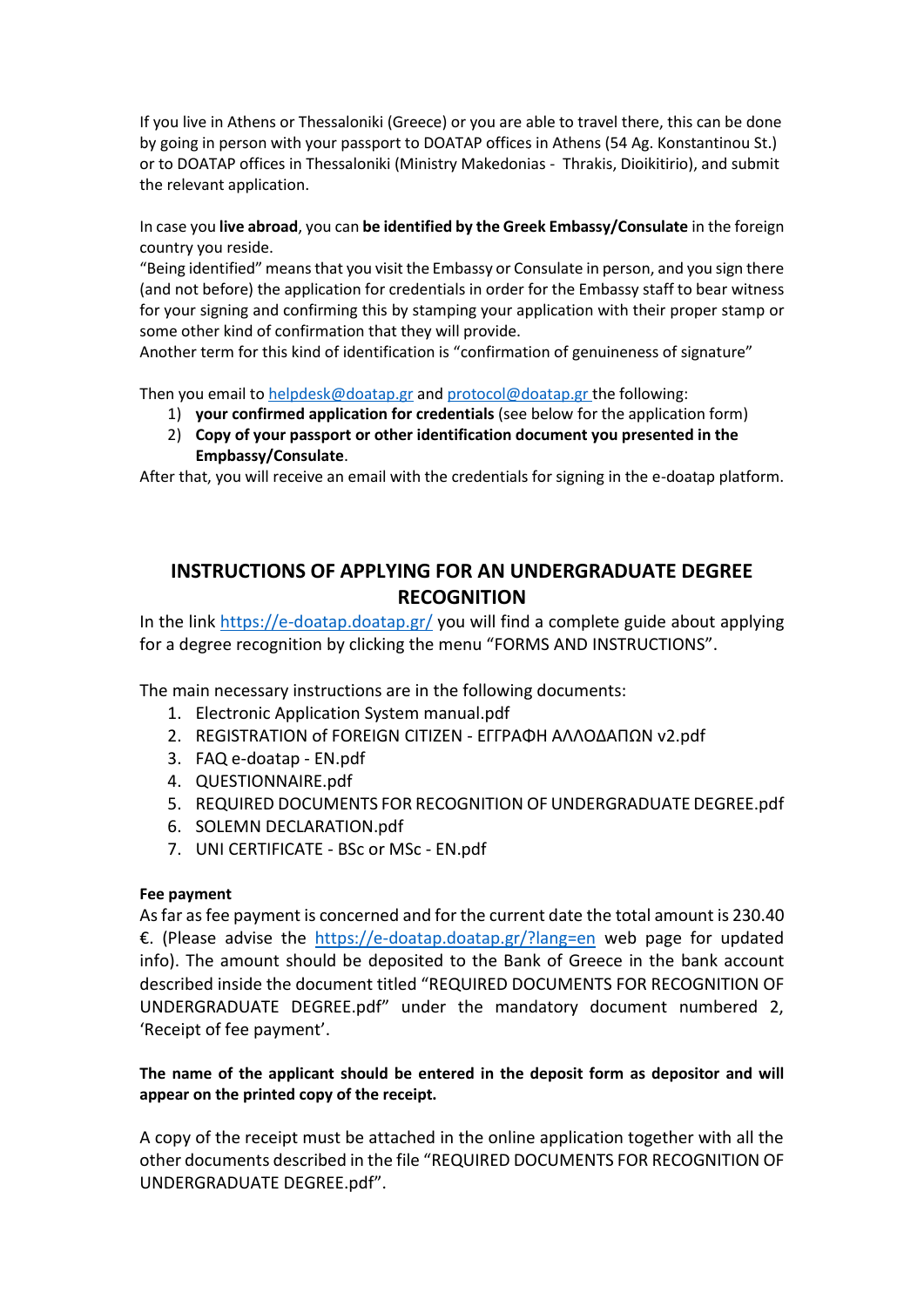If you live in Athens or Thessaloniki (Greece) or you are able to travel there, this can be done by going in person with your passport to DOATAP offices in Athens (54 Ag. Konstantinou St.) or to DOATAP offices in Thessaloniki (Ministry Makedonias - Thrakis, Dioikitirio), and submit the relevant application.

In case you **live abroad**, you can **be identified by the Greek Embassy/Consulate** in the foreign country you reside.
"Being identified" means that you visit the Embassy or Consulate in person, and you sign there (and not before) the application for credentials in order for the Embassy staff to bear witness for your signing and confirming this by stamping your application with their proper stamp or some other kind of confirmation that they will provide.
Another term for this kind of identification is "confirmation of genuineness of signature"

Then you email to helpdesk@doatap.gr and protocol@doatap.gr the following:

1) **your confirmed application for credentials** (see below for the application form)
2) **Copy of your passport or other identification document you presented in the Empbassy/Consulate**.

After that, you will receive an email with the credentials for signing in the e-doatap platform.

## INSTRUCTIONS OF APPLYING FOR AN UNDERGRADUATE DEGREE RECOGNITION

In the link https://e-doatap.doatap.gr/ you will find a complete guide about applying for a degree recognition by clicking the menu "FORMS AND INSTRUCTIONS".

The main necessary instructions are in the following documents:

1. Electronic Application System manual.pdf
2. REGISTRATION of FOREIGN CITIZEN - ΕΓΓΡΑΦΗ ΑΛΛΟΔΑΠΩΝ v2.pdf
3. FAQ e-doatap - EN.pdf
4. QUESTIONNAIRE.pdf
5. REQUIRED DOCUMENTS FOR RECOGNITION OF UNDERGRADUATE DEGREE.pdf
6. SOLEMN DECLARATION.pdf
7. UNI CERTIFICATE - BSc or MSc - EN.pdf

**Fee payment**

As far as fee payment is concerned and for the current date the total amount is 230.40 €. (Please advise the https://e-doatap.doatap.gr/?lang=en web page for updated info). The amount should be deposited to the Bank of Greece in the bank account described inside the document titled "REQUIRED DOCUMENTS FOR RECOGNITION OF UNDERGRADUATE DEGREE.pdf" under the mandatory document numbered 2, 'Receipt of fee payment'.

**The name of the applicant should be entered in the deposit form as depositor and will appear on the printed copy of the receipt.**

A copy of the receipt must be attached in the online application together with all the other documents described in the file "REQUIRED DOCUMENTS FOR RECOGNITION OF UNDERGRADUATE DEGREE.pdf".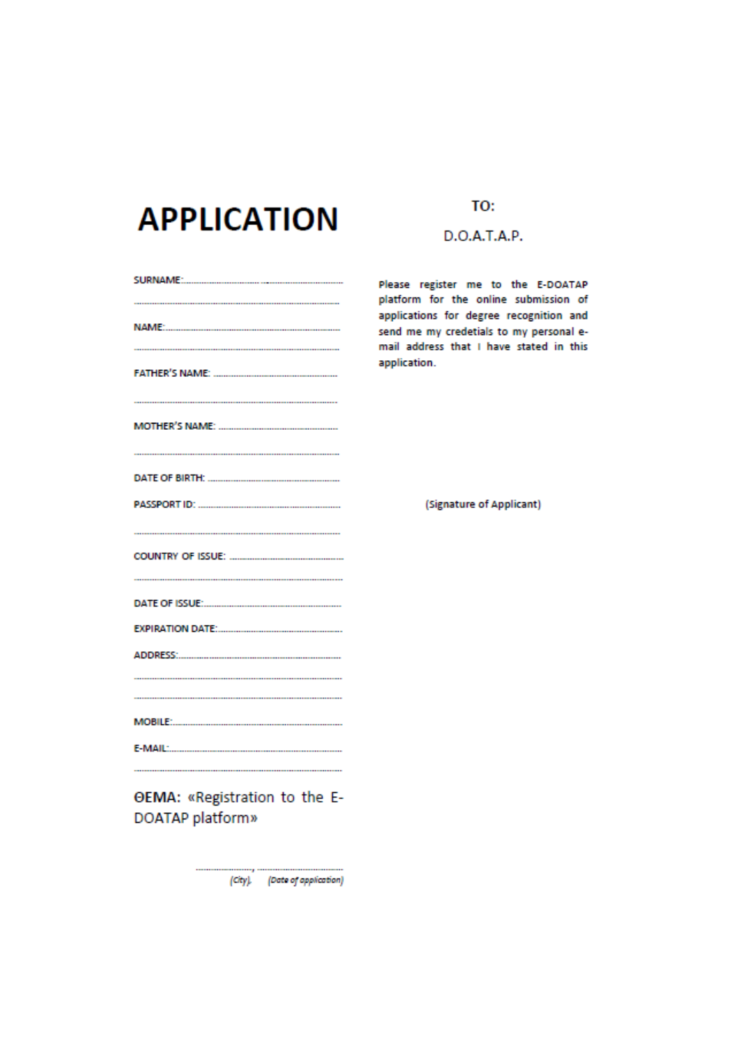# APPLICATION

TO:

D.O.A.T.A.P.

SURNAME:............................................................

..............................................................................

NAME:.................................................................

..............................................................................

FATHER'S NAME: ..............................................

..............................................................................

MOTHER'S NAME: ..............................................

..............................................................................

DATE OF BIRTH: ..............................................

PASSPORT ID: ..................................................

..............................................................................

COUNTRY OF ISSUE: .......................................

..............................................................................

DATE OF ISSUE:.................................................

EXPIRATION DATE:............................................

ADDRESS:...........................................................

..............................................................................

..............................................................................

MOBILE:..............................................................

E-MAIL:...............................................................

..............................................................................

**ΘΕΜΑ:** «Registration to the E-DOATAP platform»

Please register me to the E-DOATAP platform for the online submission of applications for degree recognition and send me my credetials to my personal e-mail address that I have stated in this application.

(Signature of Applicant)

.........................., ..............................

*(City),* *(Date of application)*